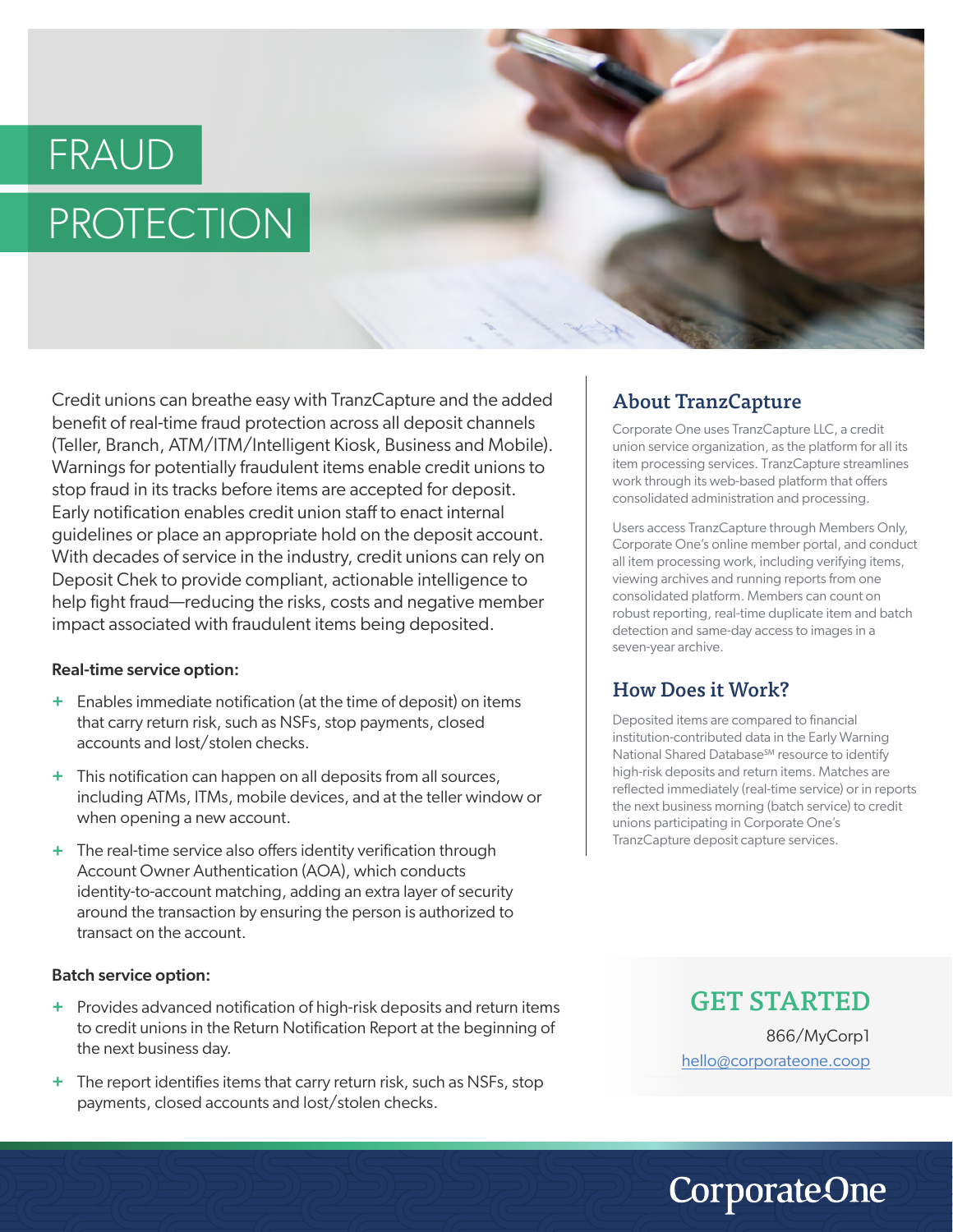# FRAUD PROTECTION

Credit unions can breathe easy with TranzCapture and the added benefit of real-time fraud protection across all deposit channels (Teller, Branch, ATM/ITM/Intelligent Kiosk, Business and Mobile). Warnings for potentially fraudulent items enable credit unions to stop fraud in its tracks before items are accepted for deposit. Early notification enables credit union staff to enact internal guidelines or place an appropriate hold on the deposit account. With decades of service in the industry, credit unions can rely on Deposit Chek to provide compliant, actionable intelligence to help fight fraud—reducing the risks, costs and negative member impact associated with fraudulent items being deposited.

**Real-time service option:**

- Enables immediate notification (at the time of deposit) on items that carry return risk, such as NSFs, stop payments, closed accounts and lost/stolen checks.
- This notification can happen on all deposits from all sources, including ATMs, ITMs, mobile devices, and at the teller window or when opening a new account.
- The real-time service also offers identity verification through Account Owner Authentication (AOA), which conducts identity-to-account matching, adding an extra layer of security around the transaction by ensuring the person is authorized to transact on the account.

**Batch service option:**

- Provides advanced notification of high-risk deposits and return items to credit unions in the Return Notification Report at the beginning of the next business day.
- The report identifies items that carry return risk, such as NSFs, stop payments, closed accounts and lost/stolen checks.

## About TranzCapture

Corporate One uses TranzCapture LLC, a credit union service organization, as the platform for all its item processing services. TranzCapture streamlines work through its web-based platform that offers consolidated administration and processing.

Users access TranzCapture through Members Only, Corporate One's online member portal, and conduct all item processing work, including verifying items, viewing archives and running reports from one consolidated platform. Members can count on robust reporting, real-time duplicate item and batch detection and same-day access to images in a seven-year archive.

## How Does it Work?

Deposited items are compared to financial institution-contributed data in the Early Warning National Shared Database℠ resource to identify high-risk deposits and return items. Matches are reflected immediately (real-time service) or in reports the next business morning (batch service) to credit unions participating in Corporate One's TranzCapture deposit capture services.

## GET STARTED

866/MyCorp1

hello@corporateone.coop

CorporateOne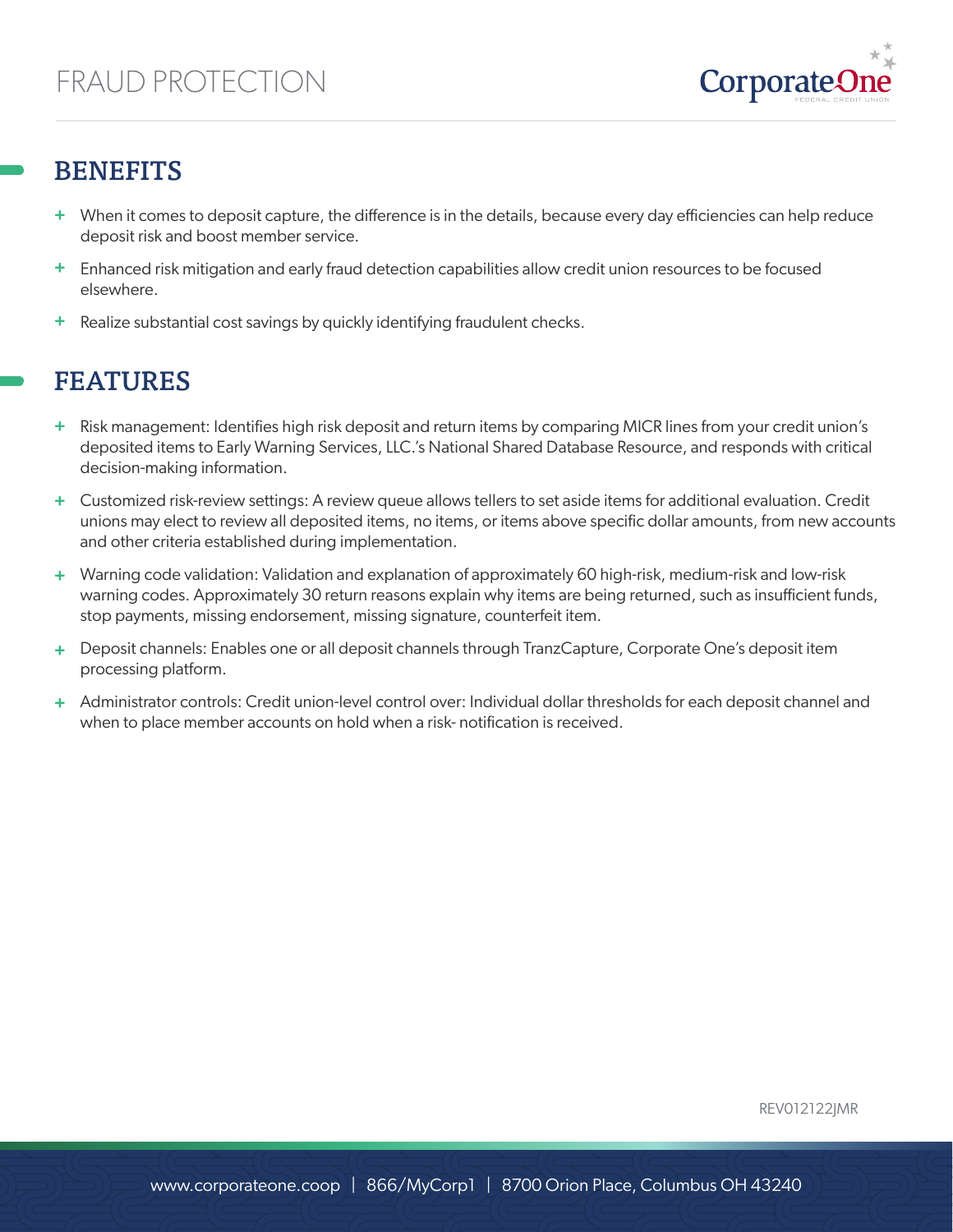# FRAUD PROTECTION

## BENEFITS

- When it comes to deposit capture, the difference is in the details, because every day efficiencies can help reduce deposit risk and boost member service.
- Enhanced risk mitigation and early fraud detection capabilities allow credit union resources to be focused elsewhere.
- Realize substantial cost savings by quickly identifying fraudulent checks.

## FEATURES

- Risk management: Identifies high risk deposit and return items by comparing MICR lines from your credit union's deposited items to Early Warning Services, LLC.'s National Shared Database Resource, and responds with critical decision-making information.
- Customized risk-review settings: A review queue allows tellers to set aside items for additional evaluation. Credit unions may elect to review all deposited items, no items, or items above specific dollar amounts, from new accounts and other criteria established during implementation.
- Warning code validation: Validation and explanation of approximately 60 high-risk, medium-risk and low-risk warning codes. Approximately 30 return reasons explain why items are being returned, such as insufficient funds, stop payments, missing endorsement, missing signature, counterfeit item.
- Deposit channels: Enables one or all deposit channels through TranzCapture, Corporate One's deposit item processing platform.
- Administrator controls: Credit union-level control over: Individual dollar thresholds for each deposit channel and when to place member accounts on hold when a risk- notification is received.

REV012122JMR

www.corporateone.coop | 866/MyCorp1 | 8700 Orion Place, Columbus OH 43240